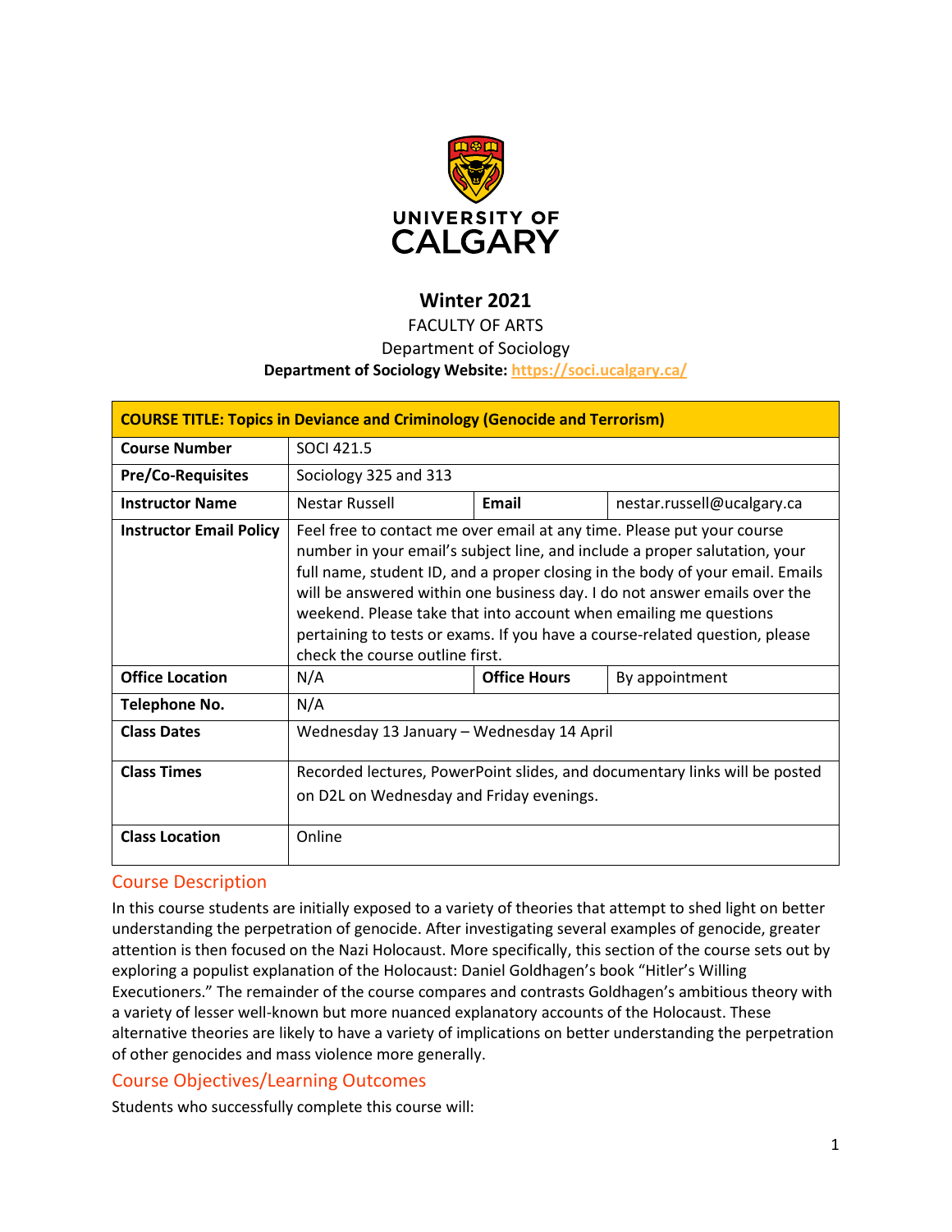UNIVERSITY OF CALGARY

# Winter 2021

FACULTY OF ARTS

Department of Sociology

**Department of Sociology Website: https://soci.ucalgary.ca/**

| **COURSE TITLE: Topics in Deviance and Criminology (Genocide and Terrorism)** | | | |
|---|---|---|---|
| **Course Number** | SOCI 421.5 | | |
| **Pre/Co-Requisites** | Sociology 325 and 313 | | |
| **Instructor Name** | Nestar Russell | **Email** | nestar.russell@ucalgary.ca |
| **Instructor Email Policy** | Feel free to contact me over email at any time. Please put your course number in your email's subject line, and include a proper salutation, your full name, student ID, and a proper closing in the body of your email. Emails will be answered within one business day. I do not answer emails over the weekend. Please take that into account when emailing me questions pertaining to tests or exams. If you have a course-related question, please check the course outline first. | | |
| **Office Location** | N/A | **Office Hours** | By appointment |
| **Telephone No.** | N/A | | |
| **Class Dates** | Wednesday 13 January – Wednesday 14 April | | |
| **Class Times** | Recorded lectures, PowerPoint slides, and documentary links will be posted on D2L on Wednesday and Friday evenings. | | |
| **Class Location** | Online | | |

## Course Description

In this course students are initially exposed to a variety of theories that attempt to shed light on better understanding the perpetration of genocide. After investigating several examples of genocide, greater attention is then focused on the Nazi Holocaust. More specifically, this section of the course sets out by exploring a populist explanation of the Holocaust: Daniel Goldhagen's book "Hitler's Willing Executioners." The remainder of the course compares and contrasts Goldhagen's ambitious theory with a variety of lesser well-known but more nuanced explanatory accounts of the Holocaust. These alternative theories are likely to have a variety of implications on better understanding the perpetration of other genocides and mass violence more generally.

## Course Objectives/Learning Outcomes

Students who successfully complete this course will: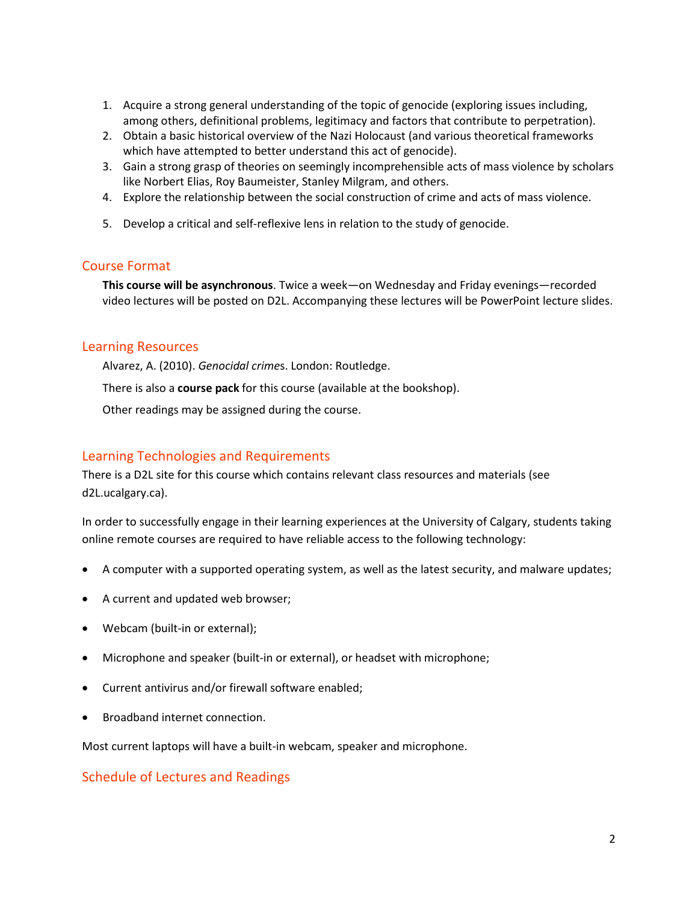1. Acquire a strong general understanding of the topic of genocide (exploring issues including, among others, definitional problems, legitimacy and factors that contribute to perpetration).
2. Obtain a basic historical overview of the Nazi Holocaust (and various theoretical frameworks which have attempted to better understand this act of genocide).
3. Gain a strong grasp of theories on seemingly incomprehensible acts of mass violence by scholars like Norbert Elias, Roy Baumeister, Stanley Milgram, and others.
4. Explore the relationship between the social construction of crime and acts of mass violence.
5. Develop a critical and self-reflexive lens in relation to the study of genocide.

## Course Format

**This course will be asynchronous**. Twice a week—on Wednesday and Friday evenings—recorded video lectures will be posted on D2L. Accompanying these lectures will be PowerPoint lecture slides.

## Learning Resources

Alvarez, A. (2010). *Genocidal crime*s. London: Routledge.

There is also a **course pack** for this course (available at the bookshop).

Other readings may be assigned during the course.

## Learning Technologies and Requirements

There is a D2L site for this course which contains relevant class resources and materials (see d2L.ucalgary.ca).

In order to successfully engage in their learning experiences at the University of Calgary, students taking online remote courses are required to have reliable access to the following technology:

- A computer with a supported operating system, as well as the latest security, and malware updates;
- A current and updated web browser;
- Webcam (built-in or external);
- Microphone and speaker (built-in or external), or headset with microphone;
- Current antivirus and/or firewall software enabled;
- Broadband internet connection.

Most current laptops will have a built-in webcam, speaker and microphone.

## Schedule of Lectures and Readings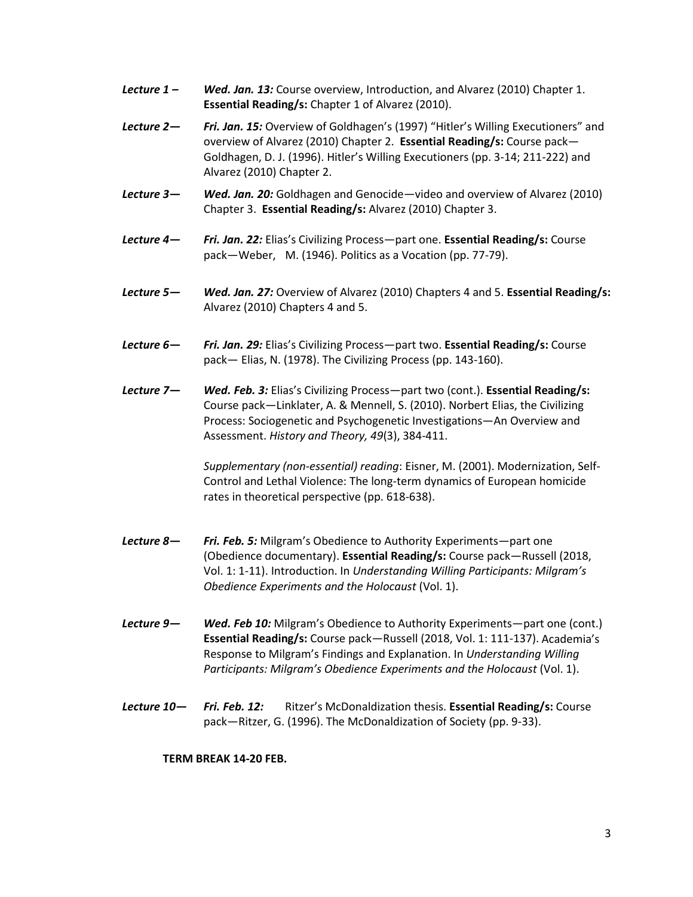***Lecture 1 –*** ***Wed. Jan. 13:*** Course overview, Introduction, and Alvarez (2010) Chapter 1. **Essential Reading/s:** Chapter 1 of Alvarez (2010).

***Lecture 2—*** ***Fri. Jan. 15:*** Overview of Goldhagen's (1997) "Hitler's Willing Executioners" and overview of Alvarez (2010) Chapter 2. **Essential Reading/s:** Course pack—Goldhagen, D. J. (1996). Hitler's Willing Executioners (pp. 3-14; 211-222) and Alvarez (2010) Chapter 2.

***Lecture 3—*** ***Wed. Jan. 20:*** Goldhagen and Genocide—video and overview of Alvarez (2010) Chapter 3. **Essential Reading/s:** Alvarez (2010) Chapter 3.

***Lecture 4—*** ***Fri. Jan. 22:*** Elias's Civilizing Process—part one. **Essential Reading/s:** Course pack—Weber, M. (1946). Politics as a Vocation (pp. 77-79).

***Lecture 5—*** ***Wed. Jan. 27:*** Overview of Alvarez (2010) Chapters 4 and 5. **Essential Reading/s:** Alvarez (2010) Chapters 4 and 5.

***Lecture 6—*** ***Fri. Jan. 29:*** Elias's Civilizing Process—part two. **Essential Reading/s:** Course pack— Elias, N. (1978). The Civilizing Process (pp. 143-160).

***Lecture 7—*** ***Wed. Feb. 3:*** Elias's Civilizing Process—part two (cont.). **Essential Reading/s:** Course pack—Linklater, A. & Mennell, S. (2010). Norbert Elias, the Civilizing Process: Sociogenetic and Psychogenetic Investigations—An Overview and Assessment. *History and Theory, 49*(3), 384-411.

*Supplementary (non-essential) reading*: Eisner, M. (2001). Modernization, Self-Control and Lethal Violence: The long-term dynamics of European homicide rates in theoretical perspective (pp. 618-638).

***Lecture 8—*** ***Fri. Feb. 5:*** Milgram's Obedience to Authority Experiments—part one (Obedience documentary). **Essential Reading/s:** Course pack—Russell (2018, Vol. 1: 1-11). Introduction. In *Understanding Willing Participants: Milgram's Obedience Experiments and the Holocaust* (Vol. 1).

***Lecture 9—*** ***Wed. Feb 10:*** Milgram's Obedience to Authority Experiments—part one (cont.) **Essential Reading/s:** Course pack—Russell (2018, Vol. 1: 111-137). Academia's Response to Milgram's Findings and Explanation. In *Understanding Willing Participants: Milgram's Obedience Experiments and the Holocaust* (Vol. 1).

***Lecture 10—*** ***Fri. Feb. 12:*** Ritzer's McDonaldization thesis. **Essential Reading/s:** Course pack—Ritzer, G. (1996). The McDonaldization of Society (pp. 9-33).

**TERM BREAK 14-20 FEB.**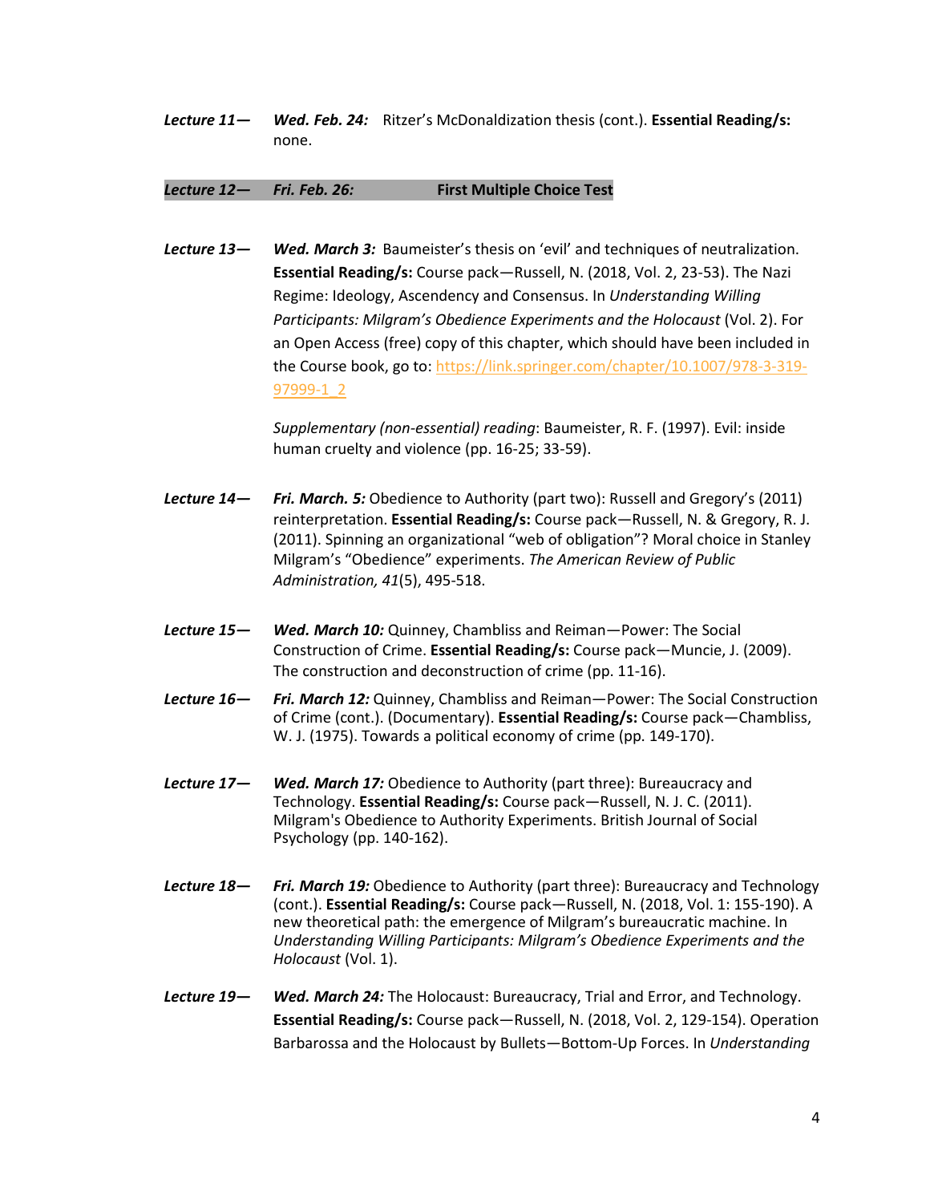***Lecture 11—*** ***Wed. Feb. 24:*** Ritzer's McDonaldization thesis (cont.). **Essential Reading/s:** none.

***Lecture 12—*** ***Fri. Feb. 26:*** **First Multiple Choice Test**

***Lecture 13—*** ***Wed. March 3:*** Baumeister's thesis on 'evil' and techniques of neutralization. **Essential Reading/s:** Course pack—Russell, N. (2018, Vol. 2, 23-53). The Nazi Regime: Ideology, Ascendency and Consensus. In *Understanding Willing Participants: Milgram's Obedience Experiments and the Holocaust* (Vol. 2). For an Open Access (free) copy of this chapter, which should have been included in the Course book, go to: https://link.springer.com/chapter/10.1007/978-3-319-97999-1_2

*Supplementary (non-essential) reading*: Baumeister, R. F. (1997). Evil: inside human cruelty and violence (pp. 16-25; 33-59).

***Lecture 14—*** ***Fri. March. 5:*** Obedience to Authority (part two): Russell and Gregory's (2011) reinterpretation. **Essential Reading/s:** Course pack—Russell, N. & Gregory, R. J. (2011). Spinning an organizational "web of obligation"? Moral choice in Stanley Milgram's "Obedience" experiments. *The American Review of Public Administration, 41*(5), 495-518.

***Lecture 15—*** ***Wed. March 10:*** Quinney, Chambliss and Reiman—Power: The Social Construction of Crime. **Essential Reading/s:** Course pack—Muncie, J. (2009). The construction and deconstruction of crime (pp. 11-16).

***Lecture 16—*** ***Fri. March 12:*** Quinney, Chambliss and Reiman—Power: The Social Construction of Crime (cont.). (Documentary). **Essential Reading/s:** Course pack—Chambliss, W. J. (1975). Towards a political economy of crime (pp. 149-170).

***Lecture 17—*** ***Wed. March 17:*** Obedience to Authority (part three): Bureaucracy and Technology. **Essential Reading/s:** Course pack—Russell, N. J. C. (2011). Milgram's Obedience to Authority Experiments. British Journal of Social Psychology (pp. 140-162).

***Lecture 18—*** ***Fri. March 19:*** Obedience to Authority (part three): Bureaucracy and Technology (cont.). **Essential Reading/s:** Course pack—Russell, N. (2018, Vol. 1: 155-190). A new theoretical path: the emergence of Milgram's bureaucratic machine. In *Understanding Willing Participants: Milgram's Obedience Experiments and the Holocaust* (Vol. 1).

***Lecture 19—*** ***Wed. March 24:*** The Holocaust: Bureaucracy, Trial and Error, and Technology. **Essential Reading/s:** Course pack—Russell, N. (2018, Vol. 2, 129-154). Operation Barbarossa and the Holocaust by Bullets—Bottom-Up Forces. In *Understanding*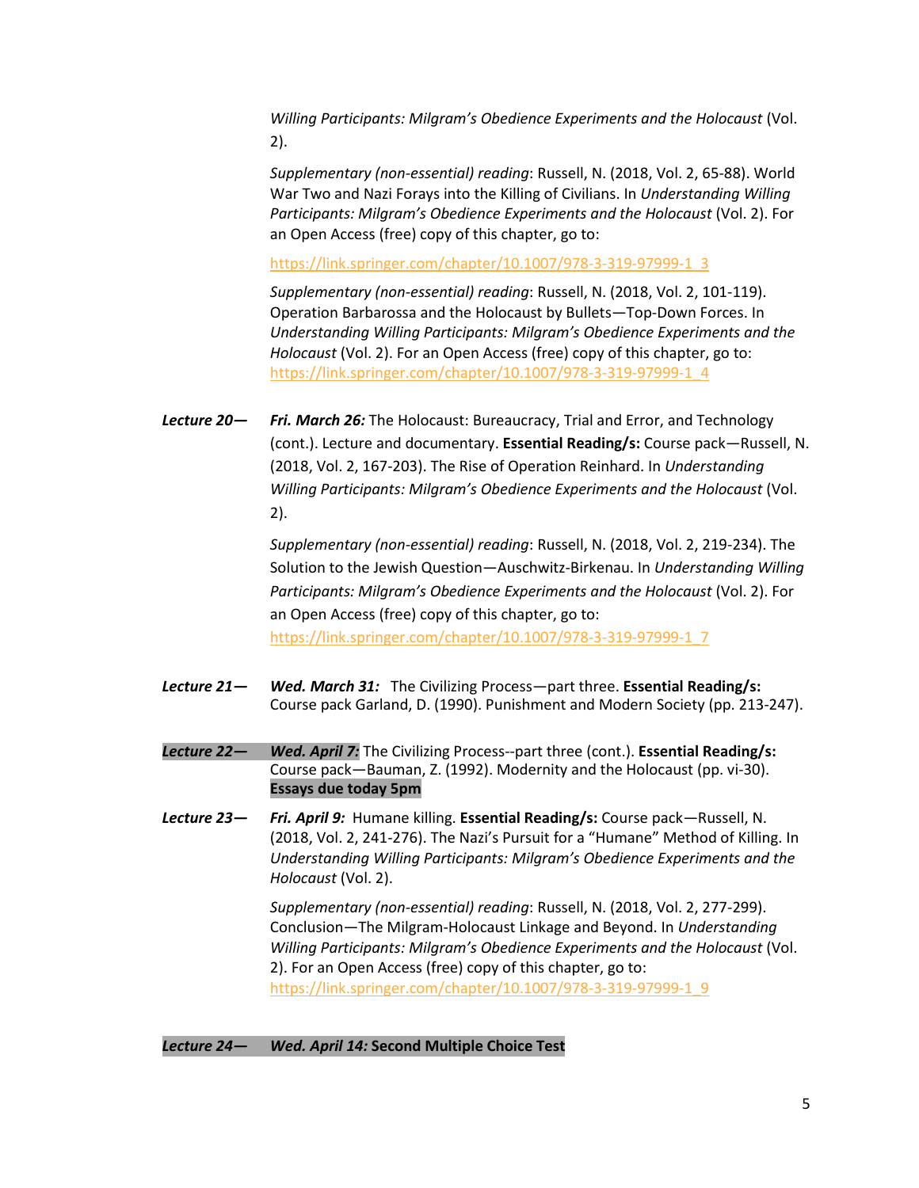*Willing Participants: Milgram's Obedience Experiments and the Holocaust* (Vol. 2).

*Supplementary (non-essential) reading*: Russell, N. (2018, Vol. 2, 65-88). World War Two and Nazi Forays into the Killing of Civilians. In *Understanding Willing Participants: Milgram's Obedience Experiments and the Holocaust* (Vol. 2). For an Open Access (free) copy of this chapter, go to:

https://link.springer.com/chapter/10.1007/978-3-319-97999-1_3

*Supplementary (non-essential) reading*: Russell, N. (2018, Vol. 2, 101-119). Operation Barbarossa and the Holocaust by Bullets—Top-Down Forces. In *Understanding Willing Participants: Milgram's Obedience Experiments and the Holocaust* (Vol. 2). For an Open Access (free) copy of this chapter, go to: https://link.springer.com/chapter/10.1007/978-3-319-97999-1_4

***Lecture 20—*** ***Fri. March 26:*** The Holocaust: Bureaucracy, Trial and Error, and Technology (cont.). Lecture and documentary. **Essential Reading/s:** Course pack—Russell, N. (2018, Vol. 2, 167-203). The Rise of Operation Reinhard. In *Understanding Willing Participants: Milgram's Obedience Experiments and the Holocaust* (Vol. 2).

*Supplementary (non-essential) reading*: Russell, N. (2018, Vol. 2, 219-234). The Solution to the Jewish Question—Auschwitz-Birkenau. In *Understanding Willing Participants: Milgram's Obedience Experiments and the Holocaust* (Vol. 2). For an Open Access (free) copy of this chapter, go to: https://link.springer.com/chapter/10.1007/978-3-319-97999-1_7

***Lecture 21—*** ***Wed. March 31:*** The Civilizing Process—part three. **Essential Reading/s:** Course pack Garland, D. (1990). Punishment and Modern Society (pp. 213-247).

***Lecture 22—*** ***Wed. April 7:*** The Civilizing Process--part three (cont.). **Essential Reading/s:** Course pack—Bauman, Z. (1992). Modernity and the Holocaust (pp. vi-30). **Essays due today 5pm**

***Lecture 23—*** ***Fri. April 9:*** Humane killing. **Essential Reading/s:** Course pack—Russell, N. (2018, Vol. 2, 241-276). The Nazi's Pursuit for a "Humane" Method of Killing. In *Understanding Willing Participants: Milgram's Obedience Experiments and the Holocaust* (Vol. 2).

*Supplementary (non-essential) reading*: Russell, N. (2018, Vol. 2, 277-299). Conclusion—The Milgram-Holocaust Linkage and Beyond. In *Understanding Willing Participants: Milgram's Obedience Experiments and the Holocaust* (Vol. 2). For an Open Access (free) copy of this chapter, go to: https://link.springer.com/chapter/10.1007/978-3-319-97999-1_9

***Lecture 24—*** ***Wed. April 14:*** **Second Multiple Choice Test**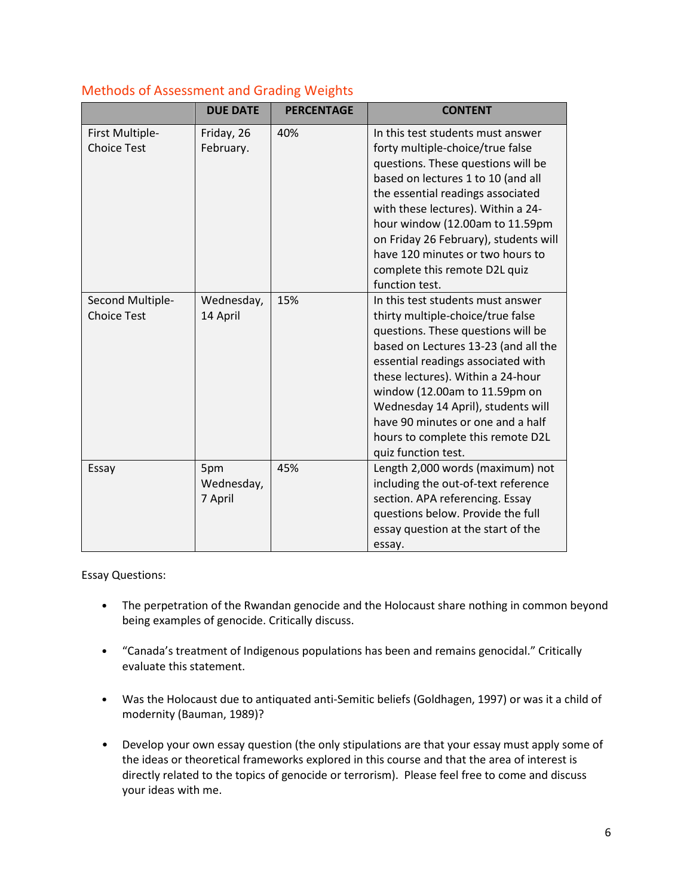## Methods of Assessment and Grading Weights

| | DUE DATE | PERCENTAGE | CONTENT |
|---|---|---|---|
| First Multiple-Choice Test | Friday, 26 February. | 40% | In this test students must answer forty multiple-choice/true false questions. These questions will be based on lectures 1 to 10 (and all the essential readings associated with these lectures). Within a 24-hour window (12.00am to 11.59pm on Friday 26 February), students will have 120 minutes or two hours to complete this remote D2L quiz function test. |
| Second Multiple-Choice Test | Wednesday, 14 April | 15% | In this test students must answer thirty multiple-choice/true false questions. These questions will be based on Lectures 13-23 (and all the essential readings associated with these lectures). Within a 24-hour window (12.00am to 11.59pm on Wednesday 14 April), students will have 90 minutes or one and a half hours to complete this remote D2L quiz function test. |
| Essay | 5pm Wednesday, 7 April | 45% | Length 2,000 words (maximum) not including the out-of-text reference section. APA referencing. Essay questions below. Provide the full essay question at the start of the essay. |

Essay Questions:

- The perpetration of the Rwandan genocide and the Holocaust share nothing in common beyond being examples of genocide. Critically discuss.
- "Canada's treatment of Indigenous populations has been and remains genocidal." Critically evaluate this statement.
- Was the Holocaust due to antiquated anti-Semitic beliefs (Goldhagen, 1997) or was it a child of modernity (Bauman, 1989)?
- Develop your own essay question (the only stipulations are that your essay must apply some of the ideas or theoretical frameworks explored in this course and that the area of interest is directly related to the topics of genocide or terrorism). Please feel free to come and discuss your ideas with me.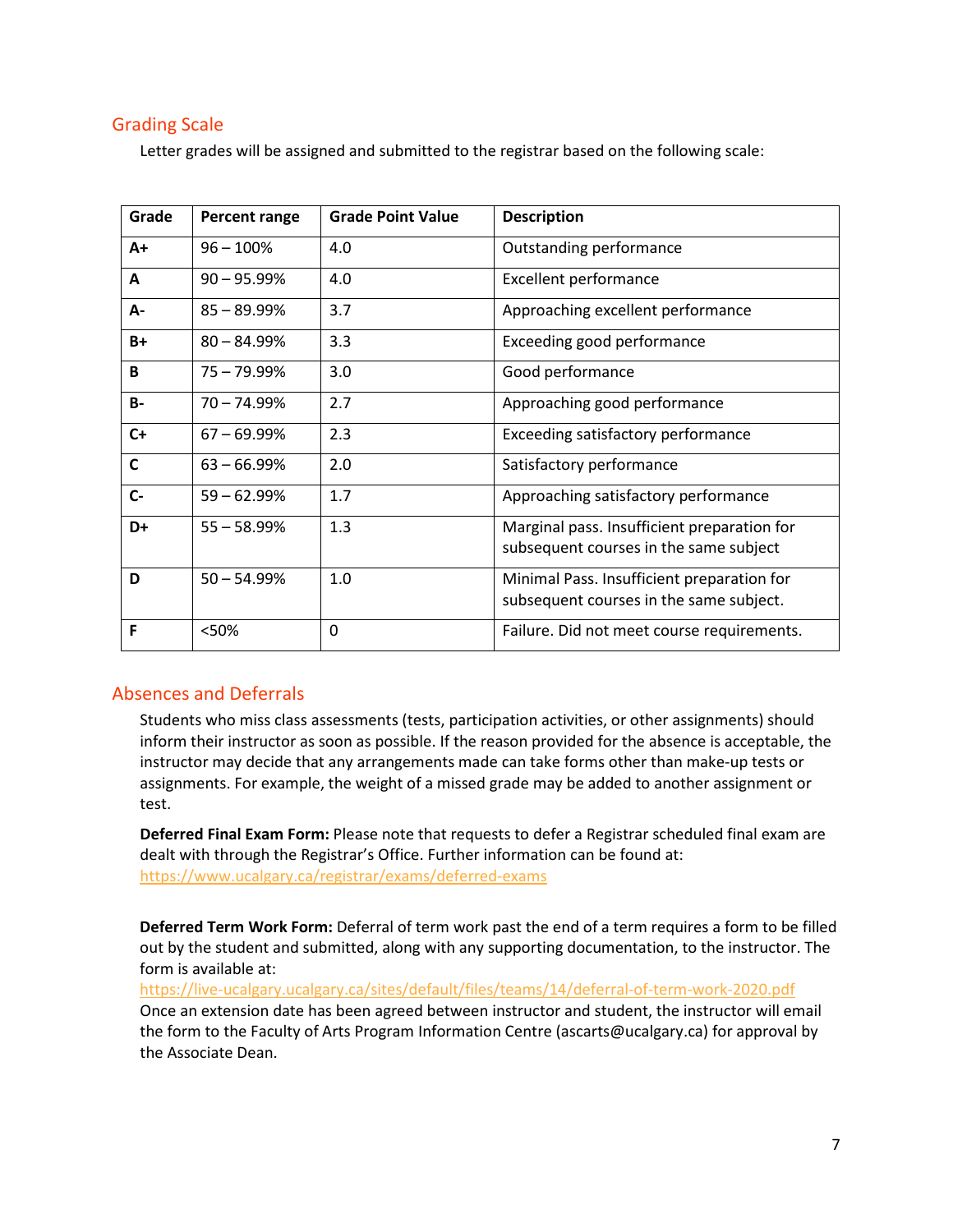## Grading Scale

Letter grades will be assigned and submitted to the registrar based on the following scale:

| Grade | Percent range | Grade Point Value | Description |
|---|---|---|---|
| **A+** | 96 – 100% | 4.0 | Outstanding performance |
| **A** | 90 – 95.99% | 4.0 | Excellent performance |
| **A-** | 85 – 89.99% | 3.7 | Approaching excellent performance |
| **B+** | 80 – 84.99% | 3.3 | Exceeding good performance |
| **B** | 75 – 79.99% | 3.0 | Good performance |
| **B-** | 70 – 74.99% | 2.7 | Approaching good performance |
| **C+** | 67 – 69.99% | 2.3 | Exceeding satisfactory performance |
| **C** | 63 – 66.99% | 2.0 | Satisfactory performance |
| **C-** | 59 – 62.99% | 1.7 | Approaching satisfactory performance |
| **D+** | 55 – 58.99% | 1.3 | Marginal pass. Insufficient preparation for subsequent courses in the same subject |
| **D** | 50 – 54.99% | 1.0 | Minimal Pass. Insufficient preparation for subsequent courses in the same subject. |
| **F** | <50% | 0 | Failure. Did not meet course requirements. |

## Absences and Deferrals

Students who miss class assessments (tests, participation activities, or other assignments) should inform their instructor as soon as possible. If the reason provided for the absence is acceptable, the instructor may decide that any arrangements made can take forms other than make-up tests or assignments. For example, the weight of a missed grade may be added to another assignment or test.

**Deferred Final Exam Form:** Please note that requests to defer a Registrar scheduled final exam are dealt with through the Registrar's Office. Further information can be found at: https://www.ucalgary.ca/registrar/exams/deferred-exams

**Deferred Term Work Form:** Deferral of term work past the end of a term requires a form to be filled out by the student and submitted, along with any supporting documentation, to the instructor. The form is available at:
https://live-ucalgary.ucalgary.ca/sites/default/files/teams/14/deferral-of-term-work-2020.pdf
Once an extension date has been agreed between instructor and student, the instructor will email the form to the Faculty of Arts Program Information Centre (ascarts@ucalgary.ca) for approval by the Associate Dean.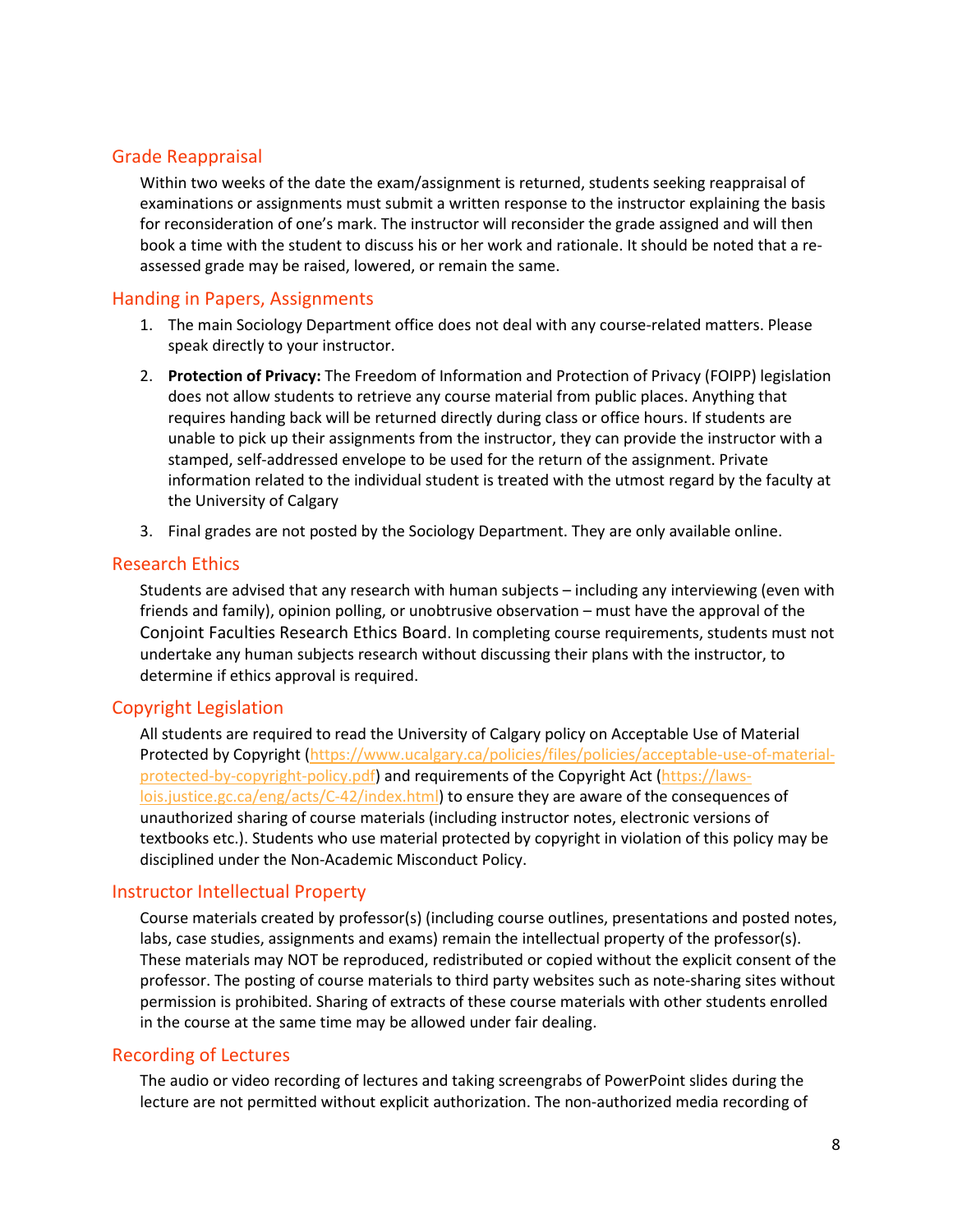## Grade Reappraisal

Within two weeks of the date the exam/assignment is returned, students seeking reappraisal of examinations or assignments must submit a written response to the instructor explaining the basis for reconsideration of one's mark. The instructor will reconsider the grade assigned and will then book a time with the student to discuss his or her work and rationale. It should be noted that a re-assessed grade may be raised, lowered, or remain the same.

## Handing in Papers, Assignments

1. The main Sociology Department office does not deal with any course-related matters. Please speak directly to your instructor.
2. **Protection of Privacy:** The Freedom of Information and Protection of Privacy (FOIPP) legislation does not allow students to retrieve any course material from public places. Anything that requires handing back will be returned directly during class or office hours. If students are unable to pick up their assignments from the instructor, they can provide the instructor with a stamped, self-addressed envelope to be used for the return of the assignment. Private information related to the individual student is treated with the utmost regard by the faculty at the University of Calgary
3. Final grades are not posted by the Sociology Department. They are only available online.

## Research Ethics

Students are advised that any research with human subjects – including any interviewing (even with friends and family), opinion polling, or unobtrusive observation – must have the approval of the Conjoint Faculties Research Ethics Board. In completing course requirements, students must not undertake any human subjects research without discussing their plans with the instructor, to determine if ethics approval is required.

## Copyright Legislation

All students are required to read the University of Calgary policy on Acceptable Use of Material Protected by Copyright (https://www.ucalgary.ca/policies/files/policies/acceptable-use-of-material-protected-by-copyright-policy.pdf) and requirements of the Copyright Act (https://laws-lois.justice.gc.ca/eng/acts/C-42/index.html) to ensure they are aware of the consequences of unauthorized sharing of course materials (including instructor notes, electronic versions of textbooks etc.). Students who use material protected by copyright in violation of this policy may be disciplined under the Non-Academic Misconduct Policy.

## Instructor Intellectual Property

Course materials created by professor(s) (including course outlines, presentations and posted notes, labs, case studies, assignments and exams) remain the intellectual property of the professor(s). These materials may NOT be reproduced, redistributed or copied without the explicit consent of the professor. The posting of course materials to third party websites such as note-sharing sites without permission is prohibited. Sharing of extracts of these course materials with other students enrolled in the course at the same time may be allowed under fair dealing.

## Recording of Lectures

The audio or video recording of lectures and taking screengrabs of PowerPoint slides during the lecture are not permitted without explicit authorization. The non-authorized media recording of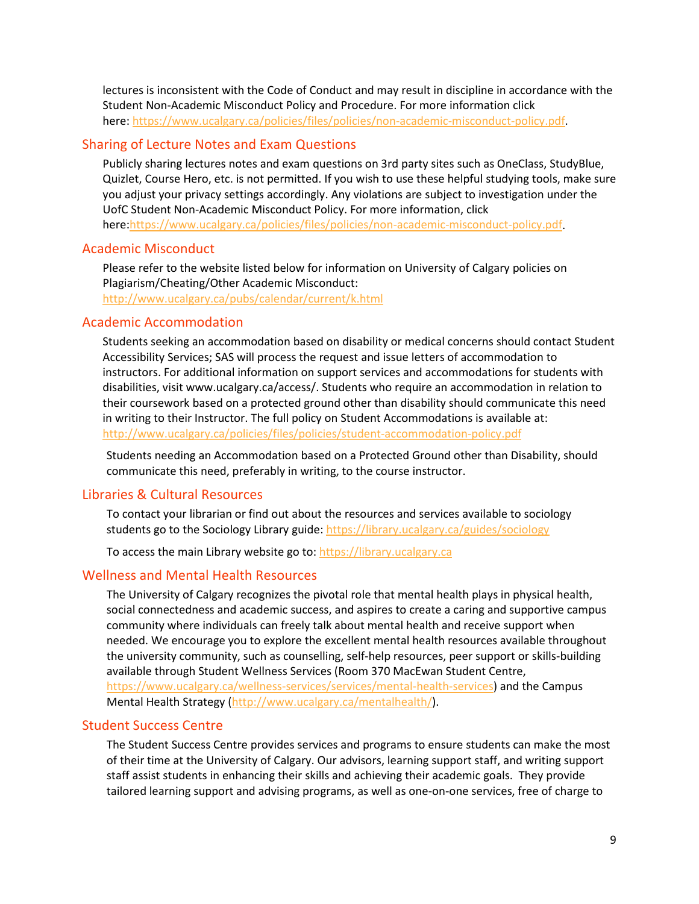lectures is inconsistent with the Code of Conduct and may result in discipline in accordance with the Student Non-Academic Misconduct Policy and Procedure. For more information click here: https://www.ucalgary.ca/policies/files/policies/non-academic-misconduct-policy.pdf.

## Sharing of Lecture Notes and Exam Questions

Publicly sharing lectures notes and exam questions on 3rd party sites such as OneClass, StudyBlue, Quizlet, Course Hero, etc. is not permitted. If you wish to use these helpful studying tools, make sure you adjust your privacy settings accordingly. Any violations are subject to investigation under the UofC Student Non-Academic Misconduct Policy. For more information, click here:https://www.ucalgary.ca/policies/files/policies/non-academic-misconduct-policy.pdf.

## Academic Misconduct

Please refer to the website listed below for information on University of Calgary policies on Plagiarism/Cheating/Other Academic Misconduct:
http://www.ucalgary.ca/pubs/calendar/current/k.html

## Academic Accommodation

Students seeking an accommodation based on disability or medical concerns should contact Student Accessibility Services; SAS will process the request and issue letters of accommodation to instructors. For additional information on support services and accommodations for students with disabilities, visit www.ucalgary.ca/access/. Students who require an accommodation in relation to their coursework based on a protected ground other than disability should communicate this need in writing to their Instructor. The full policy on Student Accommodations is available at:
http://www.ucalgary.ca/policies/files/policies/student-accommodation-policy.pdf

Students needing an Accommodation based on a Protected Ground other than Disability, should communicate this need, preferably in writing, to the course instructor.

## Libraries & Cultural Resources

To contact your librarian or find out about the resources and services available to sociology students go to the Sociology Library guide: https://library.ucalgary.ca/guides/sociology

To access the main Library website go to: https://library.ucalgary.ca

## Wellness and Mental Health Resources

The University of Calgary recognizes the pivotal role that mental health plays in physical health, social connectedness and academic success, and aspires to create a caring and supportive campus community where individuals can freely talk about mental health and receive support when needed. We encourage you to explore the excellent mental health resources available throughout the university community, such as counselling, self-help resources, peer support or skills-building available through Student Wellness Services (Room 370 MacEwan Student Centre, https://www.ucalgary.ca/wellness-services/services/mental-health-services) and the Campus Mental Health Strategy (http://www.ucalgary.ca/mentalhealth/).

## Student Success Centre

The Student Success Centre provides services and programs to ensure students can make the most of their time at the University of Calgary. Our advisors, learning support staff, and writing support staff assist students in enhancing their skills and achieving their academic goals. They provide tailored learning support and advising programs, as well as one-on-one services, free of charge to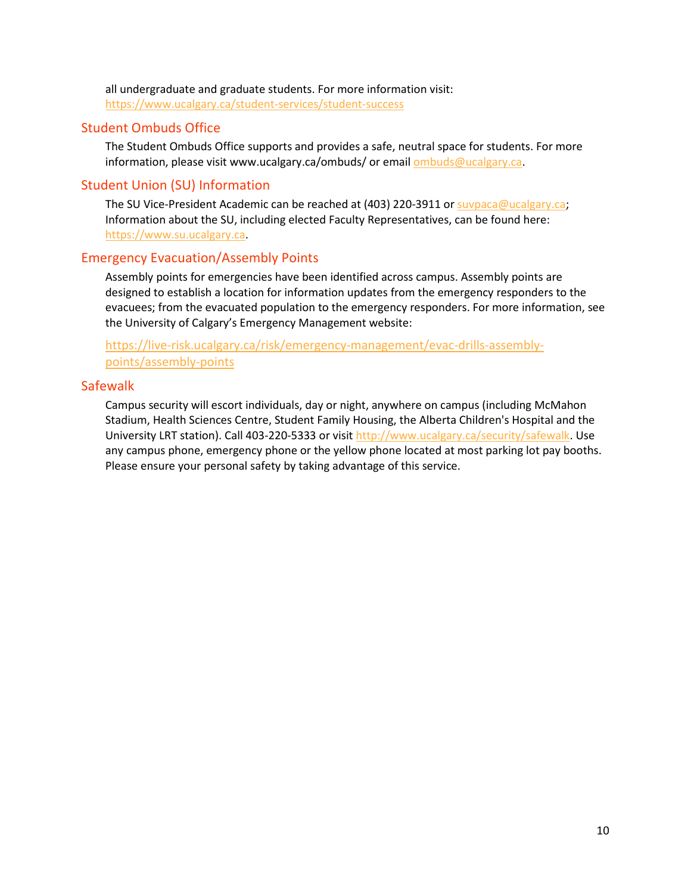all undergraduate and graduate students. For more information visit: https://www.ucalgary.ca/student-services/student-success

## Student Ombuds Office

The Student Ombuds Office supports and provides a safe, neutral space for students. For more information, please visit www.ucalgary.ca/ombuds/ or email ombuds@ucalgary.ca.

## Student Union (SU) Information

The SU Vice-President Academic can be reached at (403) 220-3911 or suvpaca@ucalgary.ca; Information about the SU, including elected Faculty Representatives, can be found here: https://www.su.ucalgary.ca.

## Emergency Evacuation/Assembly Points

Assembly points for emergencies have been identified across campus. Assembly points are designed to establish a location for information updates from the emergency responders to the evacuees; from the evacuated population to the emergency responders. For more information, see the University of Calgary's Emergency Management website:

https://live-risk.ucalgary.ca/risk/emergency-management/evac-drills-assembly-points/assembly-points

## Safewalk

Campus security will escort individuals, day or night, anywhere on campus (including McMahon Stadium, Health Sciences Centre, Student Family Housing, the Alberta Children's Hospital and the University LRT station). Call 403-220-5333 or visit http://www.ucalgary.ca/security/safewalk. Use any campus phone, emergency phone or the yellow phone located at most parking lot pay booths. Please ensure your personal safety by taking advantage of this service.